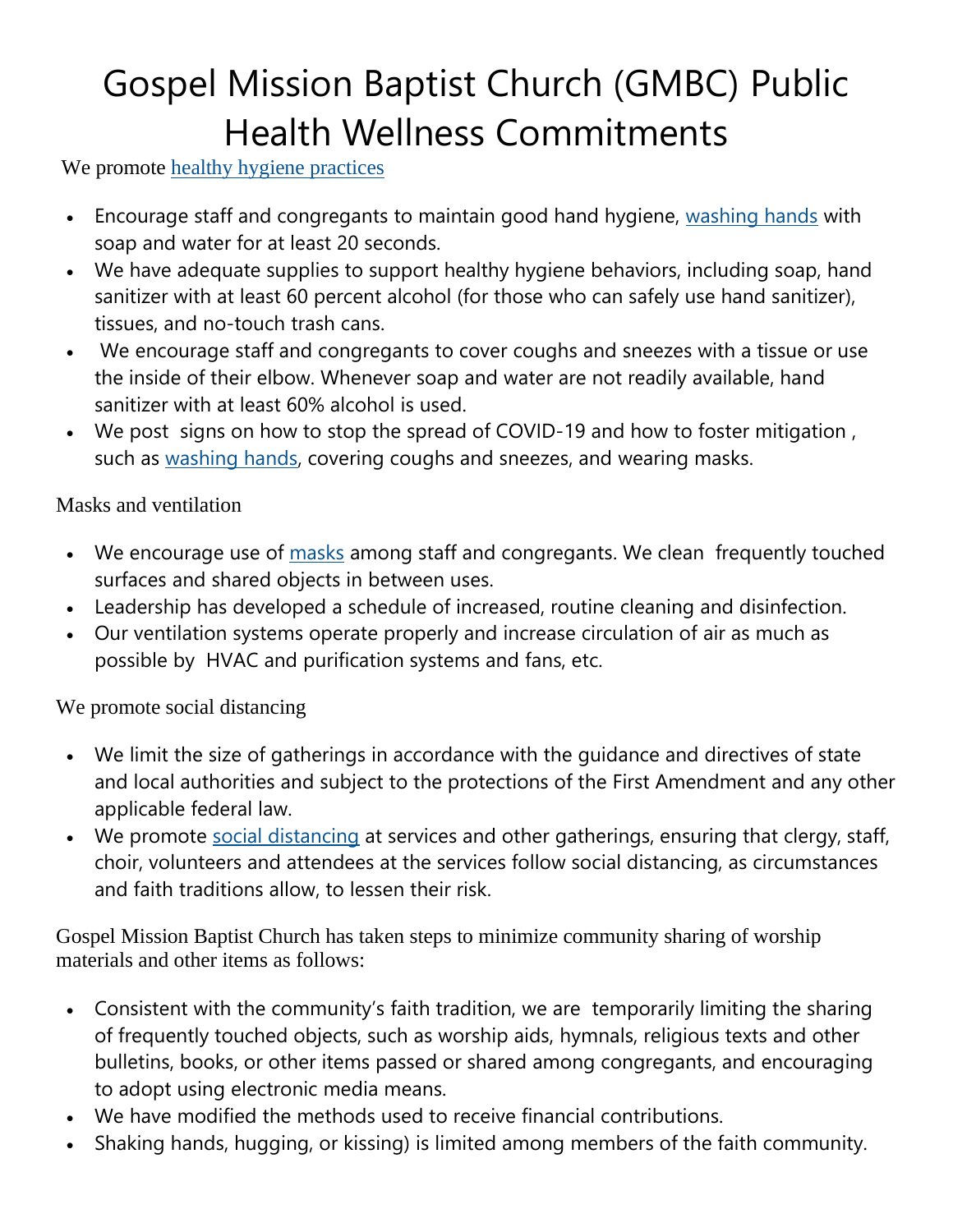# Gospel Mission Baptist Church (GMBC) Public Health Wellness Commitments

We promote healthy hygiene practices

- Encourage staff and congregants to maintain good hand hygiene, washing hands with soap and water for at least 20 seconds.
- We have adequate supplies to support healthy hygiene behaviors, including soap, hand sanitizer with at least 60 percent alcohol (for those who can safely use hand sanitizer), tissues, and no-touch trash cans.
- We encourage staff and congregants to cover coughs and sneezes with a tissue or use the inside of their elbow. Whenever soap and water are not readily available, hand sanitizer with at least 60% alcohol is used.
- We post signs on how to stop the spread of COVID-19 and how to foster mitigation , such as washing hands, covering coughs and sneezes, and wearing masks.

Masks and ventilation

- We encourage use of masks among staff and congregants. We clean frequently touched surfaces and shared objects in between uses.
- Leadership has developed a schedule of increased, routine cleaning and disinfection.
- Our ventilation systems operate properly and increase circulation of air as much as possible by HVAC and purification systems and fans, etc.

We promote social distancing

- We limit the size of gatherings in accordance with the guidance and directives of state and local authorities and subject to the protections of the First Amendment and any other applicable federal law.
- We promote social distancing at services and other gatherings, ensuring that clergy, staff, choir, volunteers and attendees at the services follow social distancing, as circumstances and faith traditions allow, to lessen their risk.

Gospel Mission Baptist Church has taken steps to minimize community sharing of worship materials and other items as follows:

- Consistent with the community's faith tradition, we are temporarily limiting the sharing of frequently touched objects, such as worship aids, hymnals, religious texts and other bulletins, books, or other items passed or shared among congregants, and encouraging to adopt using electronic media means.
- We have modified the methods used to receive financial contributions.
- Shaking hands, hugging, or kissing) is limited among members of the faith community.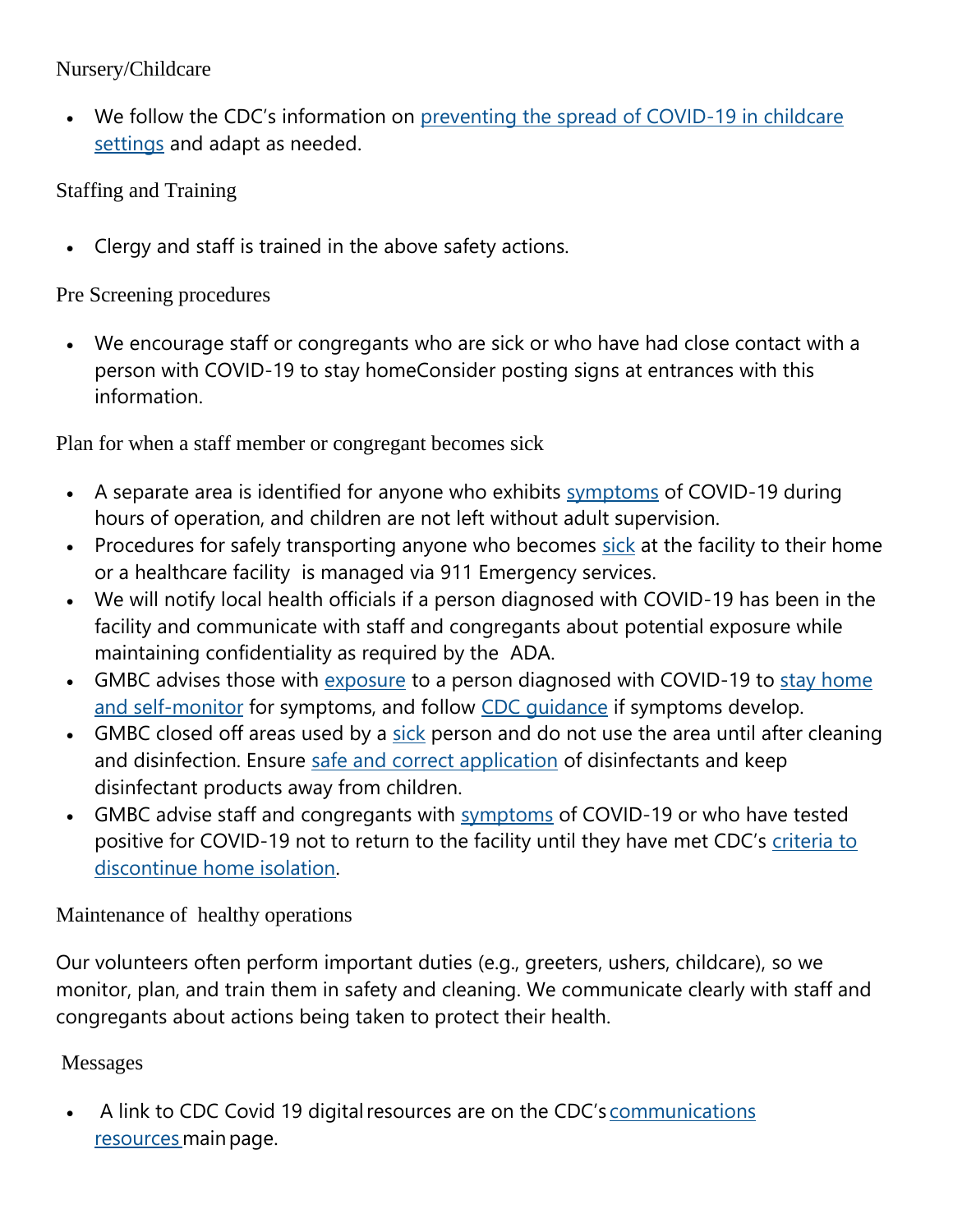Nursery/Childcare

- We follow the CDC's information on preventing the spread of COVID-19 in childcare settings and adapt as needed.

Staffing and Training

- Clergy and staff is trained in the above safety actions.

Pre Screening procedures

- We encourage staff or congregants who are sick or who have had close contact with a person with COVID-19 to stay homeConsider posting signs at entrances with this information.

Plan for when a staff member or congregant becomes sick

- A separate area is identified for anyone who exhibits symptoms of COVID-19 during hours of operation, and children are not left without adult supervision.
- Procedures for safely transporting anyone who becomes sick at the facility to their home or a healthcare facility is managed via 911 Emergency services.
- We will notify local health officials if a person diagnosed with COVID-19 has been in the facility and communicate with staff and congregants about potential exposure while maintaining confidentiality as required by the ADA.
- GMBC advises those with exposure to a person diagnosed with COVID-19 to stay home and self-monitor for symptoms, and follow CDC guidance if symptoms develop.
- GMBC closed off areas used by a sick person and do not use the area until after cleaning and disinfection. Ensure safe and correct application of disinfectants and keep disinfectant products away from children.
- GMBC advise staff and congregants with symptoms of COVID-19 or who have tested positive for COVID-19 not to return to the facility until they have met CDC's criteria to discontinue home isolation.

Maintenance of healthy operations

Our volunteers often perform important duties (e.g., greeters, ushers, childcare), so we monitor, plan, and train them in safety and cleaning. We communicate clearly with staff and congregants about actions being taken to protect their health.

Messages

- A link to CDC Covid 19 digital resources are on the CDC's communications resources main page.